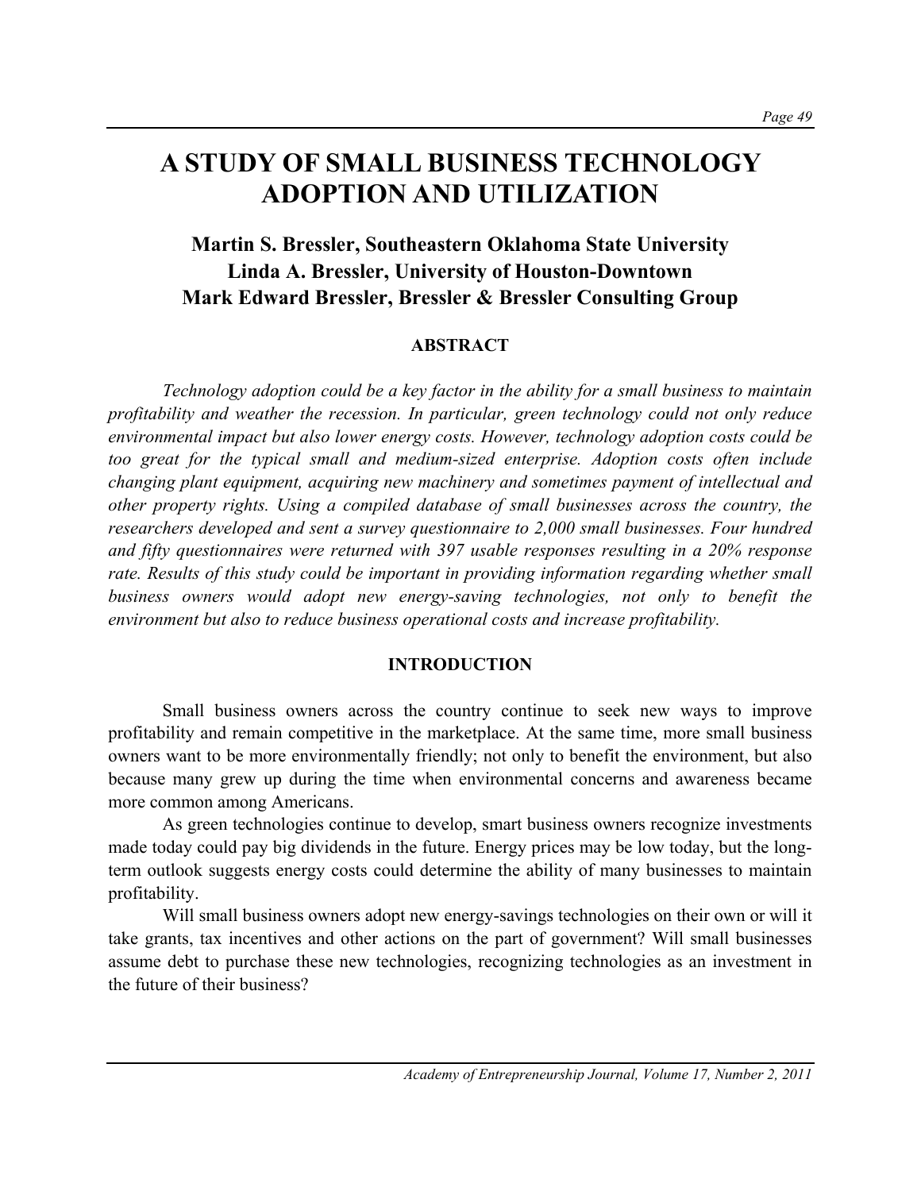# A STUDY OF SMALL BUSINESS TECHNOLOGY ADOPTION AND UTILIZATION

### Martin S. Bressler, Southeastern Oklahoma State University
### Linda A. Bressler, University of Houston-Downtown
### Mark Edward Bressler, Bressler & Bressler Consulting Group

## ABSTRACT

*Technology adoption could be a key factor in the ability for a small business to maintain profitability and weather the recession. In particular, green technology could not only reduce environmental impact but also lower energy costs. However, technology adoption costs could be too great for the typical small and medium-sized enterprise. Adoption costs often include changing plant equipment, acquiring new machinery and sometimes payment of intellectual and other property rights. Using a compiled database of small businesses across the country, the researchers developed and sent a survey questionnaire to 2,000 small businesses. Four hundred and fifty questionnaires were returned with 397 usable responses resulting in a 20% response rate. Results of this study could be important in providing information regarding whether small business owners would adopt new energy-saving technologies, not only to benefit the environment but also to reduce business operational costs and increase profitability.*

## INTRODUCTION

Small business owners across the country continue to seek new ways to improve profitability and remain competitive in the marketplace. At the same time, more small business owners want to be more environmentally friendly; not only to benefit the environment, but also because many grew up during the time when environmental concerns and awareness became more common among Americans.

As green technologies continue to develop, smart business owners recognize investments made today could pay big dividends in the future. Energy prices may be low today, but the long-term outlook suggests energy costs could determine the ability of many businesses to maintain profitability.

Will small business owners adopt new energy-savings technologies on their own or will it take grants, tax incentives and other actions on the part of government? Will small businesses assume debt to purchase these new technologies, recognizing technologies as an investment in the future of their business?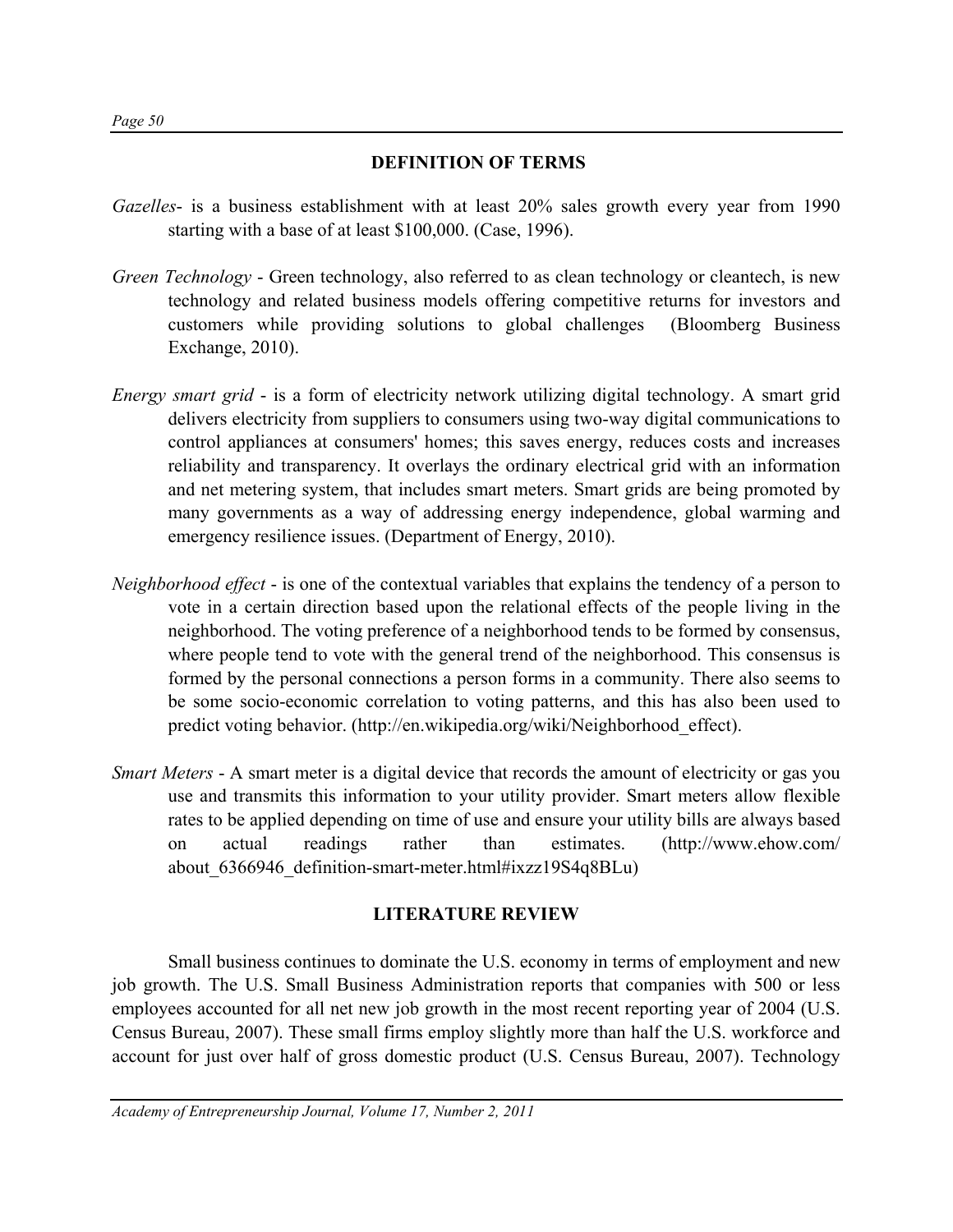## DEFINITION OF TERMS

*Gazelles*- is a business establishment with at least 20% sales growth every year from 1990 starting with a base of at least $100,000. (Case, 1996).

*Green Technology* - Green technology, also referred to as clean technology or cleantech, is new technology and related business models offering competitive returns for investors and customers while providing solutions to global challenges (Bloomberg Business Exchange, 2010).

*Energy smart grid* - is a form of electricity network utilizing digital technology. A smart grid delivers electricity from suppliers to consumers using two-way digital communications to control appliances at consumers' homes; this saves energy, reduces costs and increases reliability and transparency. It overlays the ordinary electrical grid with an information and net metering system, that includes smart meters. Smart grids are being promoted by many governments as a way of addressing energy independence, global warming and emergency resilience issues. (Department of Energy, 2010).

*Neighborhood effect* - is one of the contextual variables that explains the tendency of a person to vote in a certain direction based upon the relational effects of the people living in the neighborhood. The voting preference of a neighborhood tends to be formed by consensus, where people tend to vote with the general trend of the neighborhood. This consensus is formed by the personal connections a person forms in a community. There also seems to be some socio-economic correlation to voting patterns, and this has also been used to predict voting behavior. (http://en.wikipedia.org/wiki/Neighborhood_effect).

*Smart Meters* - A smart meter is a digital device that records the amount of electricity or gas you use and transmits this information to your utility provider. Smart meters allow flexible rates to be applied depending on time of use and ensure your utility bills are always based on actual readings rather than estimates. (http://www.ehow.com/about_6366946_definition-smart-meter.html#ixzz19S4q8BLu)

## LITERATURE REVIEW

Small business continues to dominate the U.S. economy in terms of employment and new job growth. The U.S. Small Business Administration reports that companies with 500 or less employees accounted for all net new job growth in the most recent reporting year of 2004 (U.S. Census Bureau, 2007). These small firms employ slightly more than half the U.S. workforce and account for just over half of gross domestic product (U.S. Census Bureau, 2007). Technology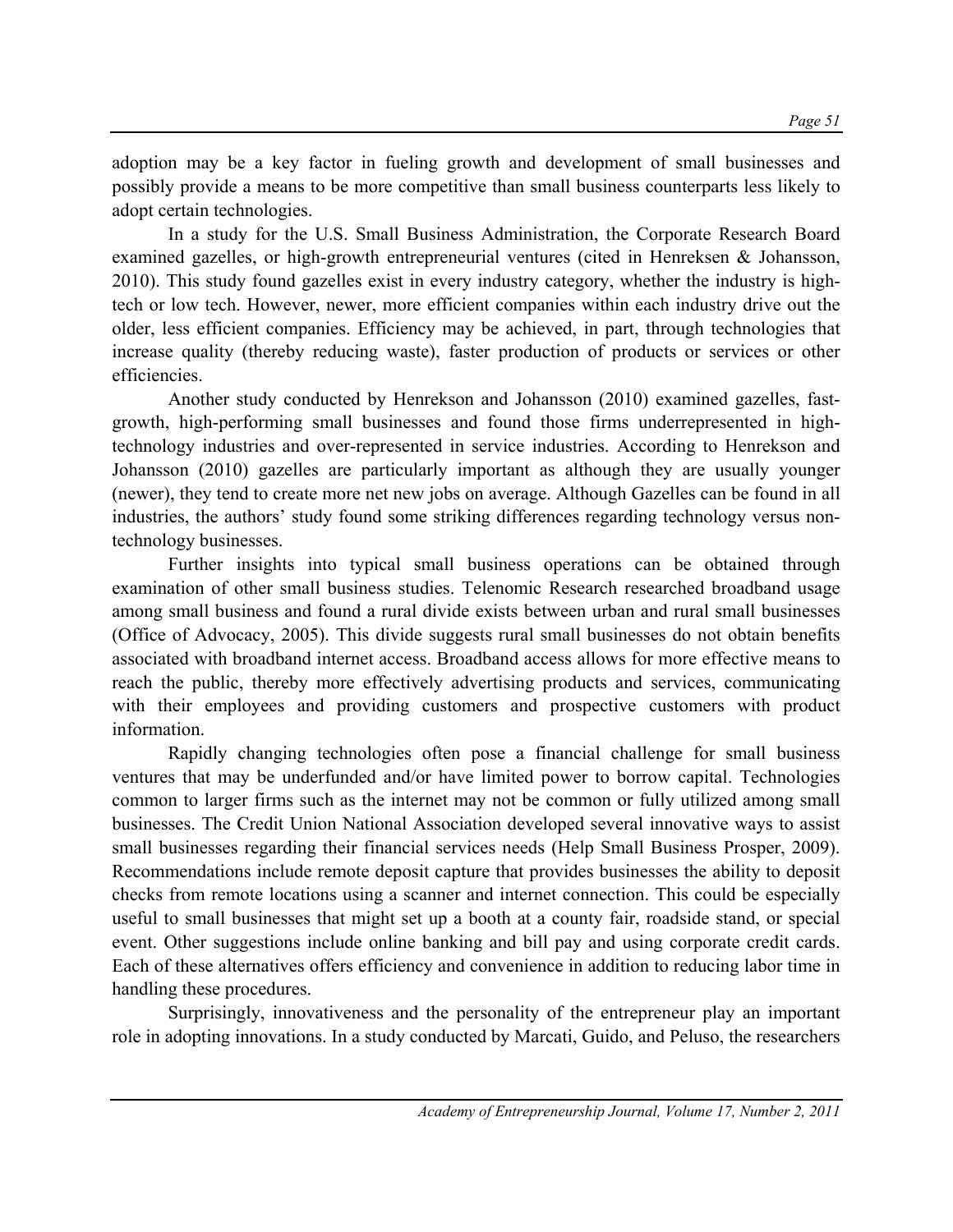adoption may be a key factor in fueling growth and development of small businesses and possibly provide a means to be more competitive than small business counterparts less likely to adopt certain technologies.

In a study for the U.S. Small Business Administration, the Corporate Research Board examined gazelles, or high-growth entrepreneurial ventures (cited in Henreksen & Johansson, 2010). This study found gazelles exist in every industry category, whether the industry is high-tech or low tech. However, newer, more efficient companies within each industry drive out the older, less efficient companies. Efficiency may be achieved, in part, through technologies that increase quality (thereby reducing waste), faster production of products or services or other efficiencies.

Another study conducted by Henrekson and Johansson (2010) examined gazelles, fast-growth, high-performing small businesses and found those firms underrepresented in high-technology industries and over-represented in service industries. According to Henrekson and Johansson (2010) gazelles are particularly important as although they are usually younger (newer), they tend to create more net new jobs on average. Although Gazelles can be found in all industries, the authors' study found some striking differences regarding technology versus non-technology businesses.

Further insights into typical small business operations can be obtained through examination of other small business studies. Telenomic Research researched broadband usage among small business and found a rural divide exists between urban and rural small businesses (Office of Advocacy, 2005). This divide suggests rural small businesses do not obtain benefits associated with broadband internet access. Broadband access allows for more effective means to reach the public, thereby more effectively advertising products and services, communicating with their employees and providing customers and prospective customers with product information.

Rapidly changing technologies often pose a financial challenge for small business ventures that may be underfunded and/or have limited power to borrow capital. Technologies common to larger firms such as the internet may not be common or fully utilized among small businesses. The Credit Union National Association developed several innovative ways to assist small businesses regarding their financial services needs (Help Small Business Prosper, 2009). Recommendations include remote deposit capture that provides businesses the ability to deposit checks from remote locations using a scanner and internet connection. This could be especially useful to small businesses that might set up a booth at a county fair, roadside stand, or special event. Other suggestions include online banking and bill pay and using corporate credit cards. Each of these alternatives offers efficiency and convenience in addition to reducing labor time in handling these procedures.

Surprisingly, innovativeness and the personality of the entrepreneur play an important role in adopting innovations. In a study conducted by Marcati, Guido, and Peluso, the researchers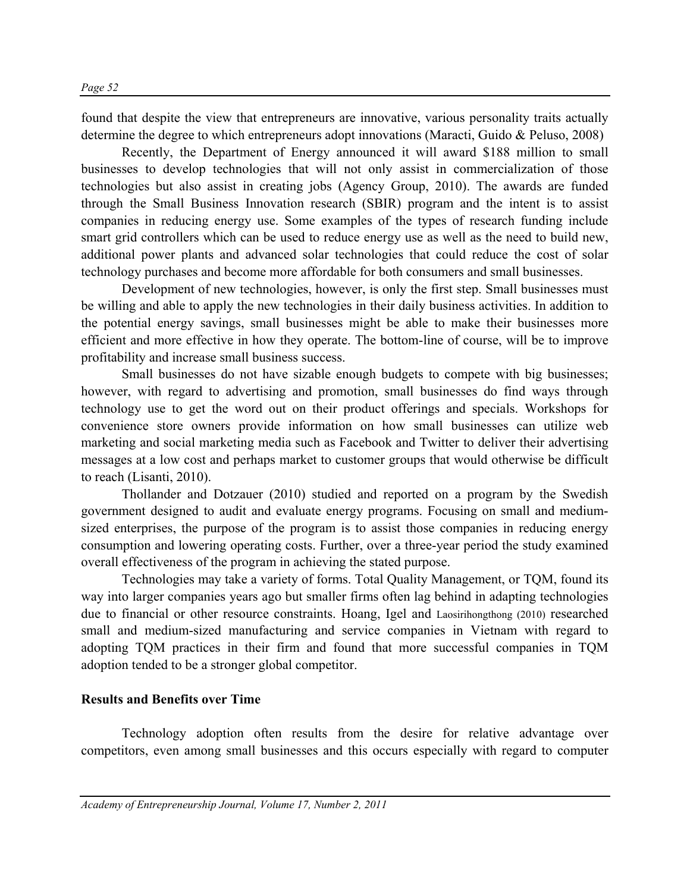found that despite the view that entrepreneurs are innovative, various personality traits actually determine the degree to which entrepreneurs adopt innovations (Maracti, Guido & Peluso, 2008)

Recently, the Department of Energy announced it will award $188 million to small businesses to develop technologies that will not only assist in commercialization of those technologies but also assist in creating jobs (Agency Group, 2010). The awards are funded through the Small Business Innovation research (SBIR) program and the intent is to assist companies in reducing energy use. Some examples of the types of research funding include smart grid controllers which can be used to reduce energy use as well as the need to build new, additional power plants and advanced solar technologies that could reduce the cost of solar technology purchases and become more affordable for both consumers and small businesses.

Development of new technologies, however, is only the first step. Small businesses must be willing and able to apply the new technologies in their daily business activities. In addition to the potential energy savings, small businesses might be able to make their businesses more efficient and more effective in how they operate. The bottom-line of course, will be to improve profitability and increase small business success.

Small businesses do not have sizable enough budgets to compete with big businesses; however, with regard to advertising and promotion, small businesses do find ways through technology use to get the word out on their product offerings and specials. Workshops for convenience store owners provide information on how small businesses can utilize web marketing and social marketing media such as Facebook and Twitter to deliver their advertising messages at a low cost and perhaps market to customer groups that would otherwise be difficult to reach (Lisanti, 2010).

Thollander and Dotzauer (2010) studied and reported on a program by the Swedish government designed to audit and evaluate energy programs. Focusing on small and medium-sized enterprises, the purpose of the program is to assist those companies in reducing energy consumption and lowering operating costs. Further, over a three-year period the study examined overall effectiveness of the program in achieving the stated purpose.

Technologies may take a variety of forms. Total Quality Management, or TQM, found its way into larger companies years ago but smaller firms often lag behind in adapting technologies due to financial or other resource constraints. Hoang, Igel and Laosirihongthong (2010) researched small and medium-sized manufacturing and service companies in Vietnam with regard to adopting TQM practices in their firm and found that more successful companies in TQM adoption tended to be a stronger global competitor.

**Results and Benefits over Time**

Technology adoption often results from the desire for relative advantage over competitors, even among small businesses and this occurs especially with regard to computer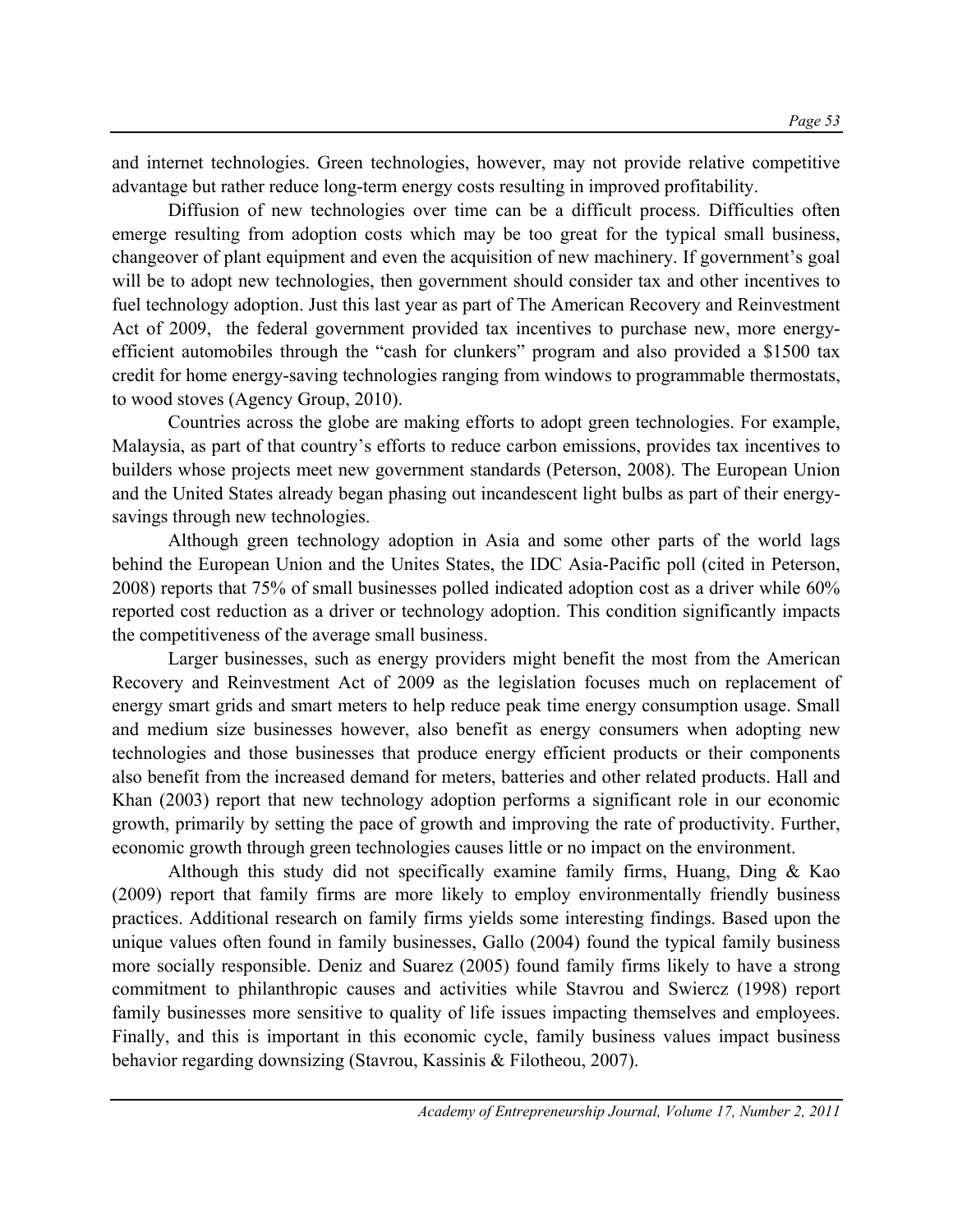and internet technologies. Green technologies, however, may not provide relative competitive advantage but rather reduce long-term energy costs resulting in improved profitability.

Diffusion of new technologies over time can be a difficult process. Difficulties often emerge resulting from adoption costs which may be too great for the typical small business, changeover of plant equipment and even the acquisition of new machinery. If government's goal will be to adopt new technologies, then government should consider tax and other incentives to fuel technology adoption. Just this last year as part of The American Recovery and Reinvestment Act of 2009, the federal government provided tax incentives to purchase new, more energy-efficient automobiles through the "cash for clunkers" program and also provided a $1500 tax credit for home energy-saving technologies ranging from windows to programmable thermostats, to wood stoves (Agency Group, 2010).

Countries across the globe are making efforts to adopt green technologies. For example, Malaysia, as part of that country's efforts to reduce carbon emissions, provides tax incentives to builders whose projects meet new government standards (Peterson, 2008). The European Union and the United States already began phasing out incandescent light bulbs as part of their energy-savings through new technologies.

Although green technology adoption in Asia and some other parts of the world lags behind the European Union and the Unites States, the IDC Asia-Pacific poll (cited in Peterson, 2008) reports that 75% of small businesses polled indicated adoption cost as a driver while 60% reported cost reduction as a driver or technology adoption. This condition significantly impacts the competitiveness of the average small business.

Larger businesses, such as energy providers might benefit the most from the American Recovery and Reinvestment Act of 2009 as the legislation focuses much on replacement of energy smart grids and smart meters to help reduce peak time energy consumption usage. Small and medium size businesses however, also benefit as energy consumers when adopting new technologies and those businesses that produce energy efficient products or their components also benefit from the increased demand for meters, batteries and other related products. Hall and Khan (2003) report that new technology adoption performs a significant role in our economic growth, primarily by setting the pace of growth and improving the rate of productivity. Further, economic growth through green technologies causes little or no impact on the environment.

Although this study did not specifically examine family firms, Huang, Ding & Kao (2009) report that family firms are more likely to employ environmentally friendly business practices. Additional research on family firms yields some interesting findings. Based upon the unique values often found in family businesses, Gallo (2004) found the typical family business more socially responsible. Deniz and Suarez (2005) found family firms likely to have a strong commitment to philanthropic causes and activities while Stavrou and Swiercz (1998) report family businesses more sensitive to quality of life issues impacting themselves and employees. Finally, and this is important in this economic cycle, family business values impact business behavior regarding downsizing (Stavrou, Kassinis & Filotheou, 2007).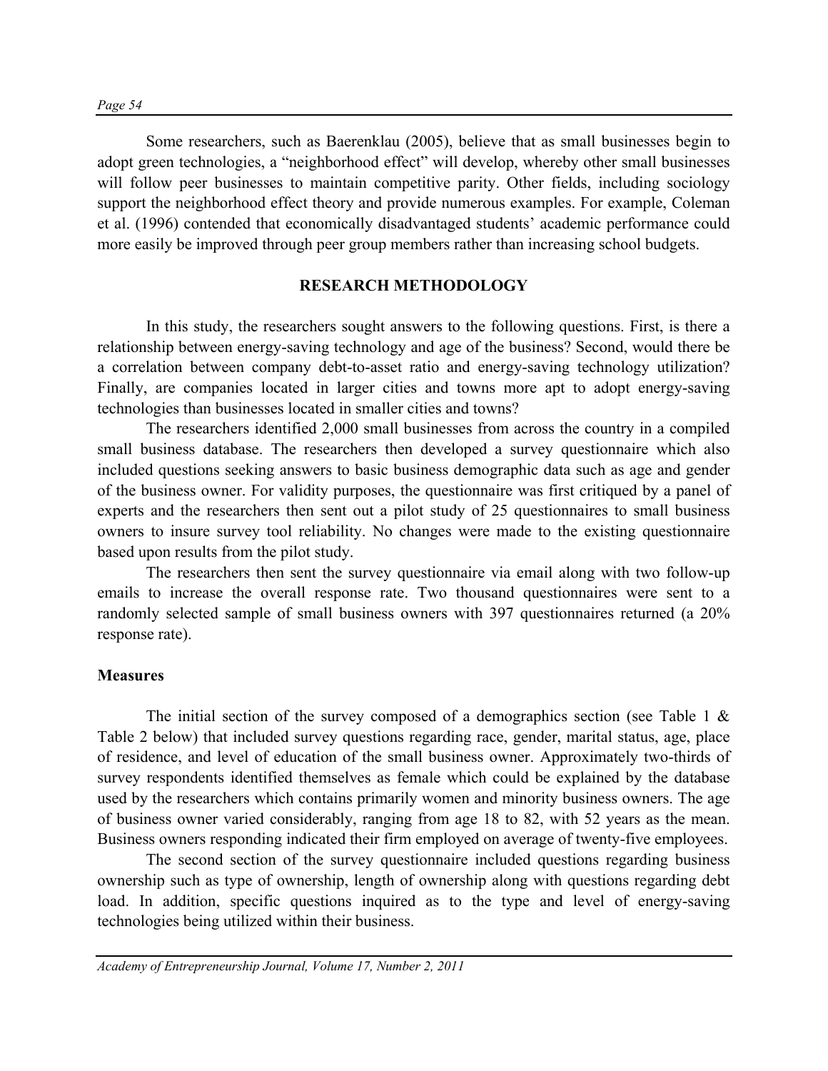Some researchers, such as Baerenklau (2005), believe that as small businesses begin to adopt green technologies, a "neighborhood effect" will develop, whereby other small businesses will follow peer businesses to maintain competitive parity. Other fields, including sociology support the neighborhood effect theory and provide numerous examples. For example, Coleman et al. (1996) contended that economically disadvantaged students' academic performance could more easily be improved through peer group members rather than increasing school budgets.

## RESEARCH METHODOLOGY

In this study, the researchers sought answers to the following questions. First, is there a relationship between energy-saving technology and age of the business? Second, would there be a correlation between company debt-to-asset ratio and energy-saving technology utilization? Finally, are companies located in larger cities and towns more apt to adopt energy-saving technologies than businesses located in smaller cities and towns?

The researchers identified 2,000 small businesses from across the country in a compiled small business database. The researchers then developed a survey questionnaire which also included questions seeking answers to basic business demographic data such as age and gender of the business owner. For validity purposes, the questionnaire was first critiqued by a panel of experts and the researchers then sent out a pilot study of 25 questionnaires to small business owners to insure survey tool reliability. No changes were made to the existing questionnaire based upon results from the pilot study.

The researchers then sent the survey questionnaire via email along with two follow-up emails to increase the overall response rate. Two thousand questionnaires were sent to a randomly selected sample of small business owners with 397 questionnaires returned (a 20% response rate).

### Measures

The initial section of the survey composed of a demographics section (see Table 1 & Table 2 below) that included survey questions regarding race, gender, marital status, age, place of residence, and level of education of the small business owner. Approximately two-thirds of survey respondents identified themselves as female which could be explained by the database used by the researchers which contains primarily women and minority business owners. The age of business owner varied considerably, ranging from age 18 to 82, with 52 years as the mean. Business owners responding indicated their firm employed on average of twenty-five employees.

The second section of the survey questionnaire included questions regarding business ownership such as type of ownership, length of ownership along with questions regarding debt load. In addition, specific questions inquired as to the type and level of energy-saving technologies being utilized within their business.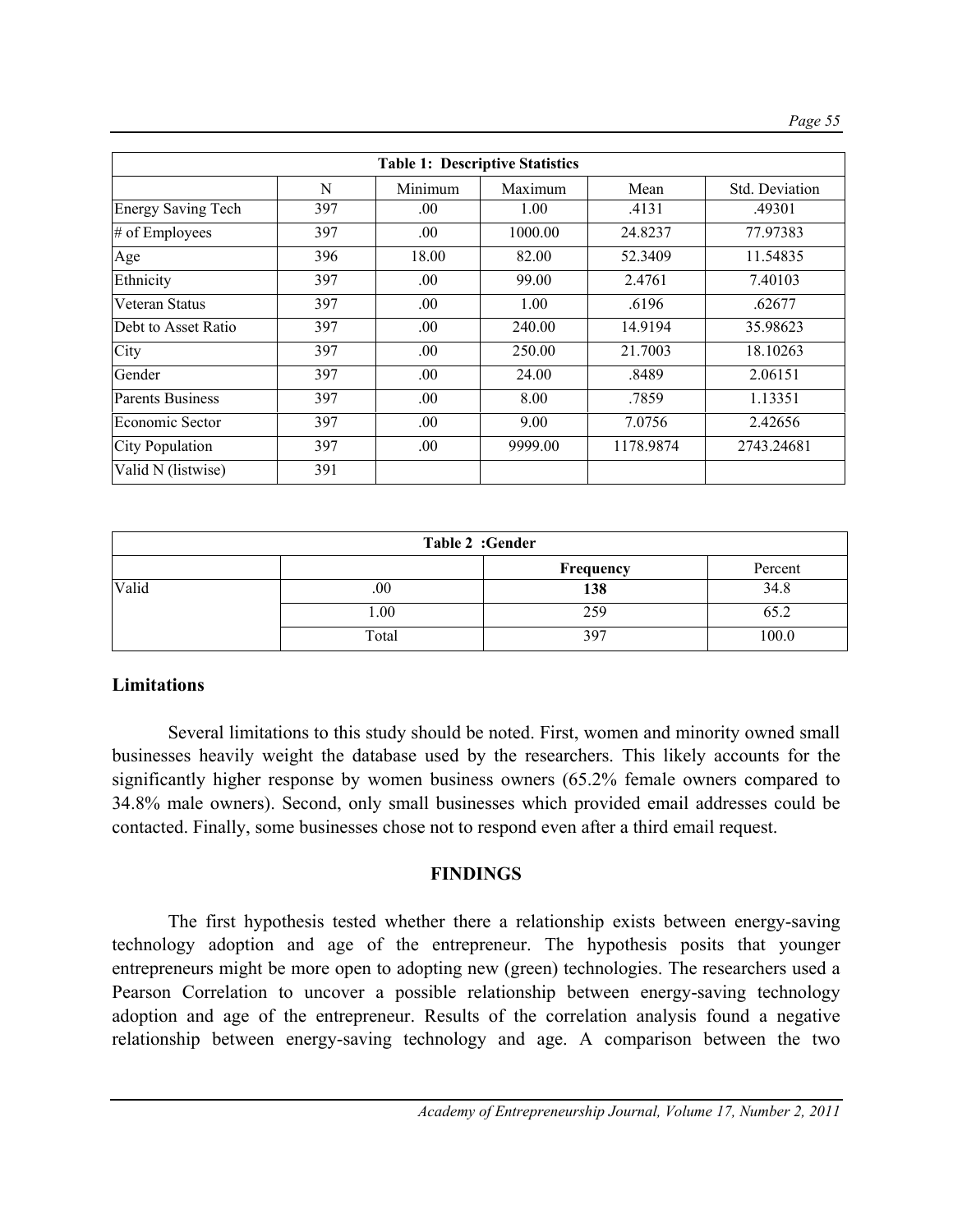| Table 1: Descriptive Statistics | | | | | |
|---|---|---|---|---|---|
| | N | Minimum | Maximum | Mean | Std. Deviation |
| Energy Saving Tech | 397 | .00 | 1.00 | .4131 | .49301 |
| # of Employees | 397 | .00 | 1000.00 | 24.8237 | 77.97383 |
| Age | 396 | 18.00 | 82.00 | 52.3409 | 11.54835 |
| Ethnicity | 397 | .00 | 99.00 | 2.4761 | 7.40103 |
| Veteran Status | 397 | .00 | 1.00 | .6196 | .62677 |
| Debt to Asset Ratio | 397 | .00 | 240.00 | 14.9194 | 35.98623 |
| City | 397 | .00 | 250.00 | 21.7003 | 18.10263 |
| Gender | 397 | .00 | 24.00 | .8489 | 2.06151 |
| Parents Business | 397 | .00 | 8.00 | .7859 | 1.13351 |
| Economic Sector | 397 | .00 | 9.00 | 7.0756 | 2.42656 |
| City Population | 397 | .00 | 9999.00 | 1178.9874 | 2743.24681 |
| Valid N (listwise) | 391 | | | | |

| Table 2 :Gender | | | |
|---|---|---|---|
| | | **Frequency** | Percent |
| Valid | .00 | **138** | 34.8 |
| | 1.00 | 259 | 65.2 |
| | Total | 397 | 100.0 |

**Limitations**

Several limitations to this study should be noted. First, women and minority owned small businesses heavily weight the database used by the researchers. This likely accounts for the significantly higher response by women business owners (65.2% female owners compared to 34.8% male owners). Second, only small businesses which provided email addresses could be contacted. Finally, some businesses chose not to respond even after a third email request.

## FINDINGS

The first hypothesis tested whether there a relationship exists between energy-saving technology adoption and age of the entrepreneur. The hypothesis posits that younger entrepreneurs might be more open to adopting new (green) technologies. The researchers used a Pearson Correlation to uncover a possible relationship between energy-saving technology adoption and age of the entrepreneur. Results of the correlation analysis found a negative relationship between energy-saving technology and age. A comparison between the two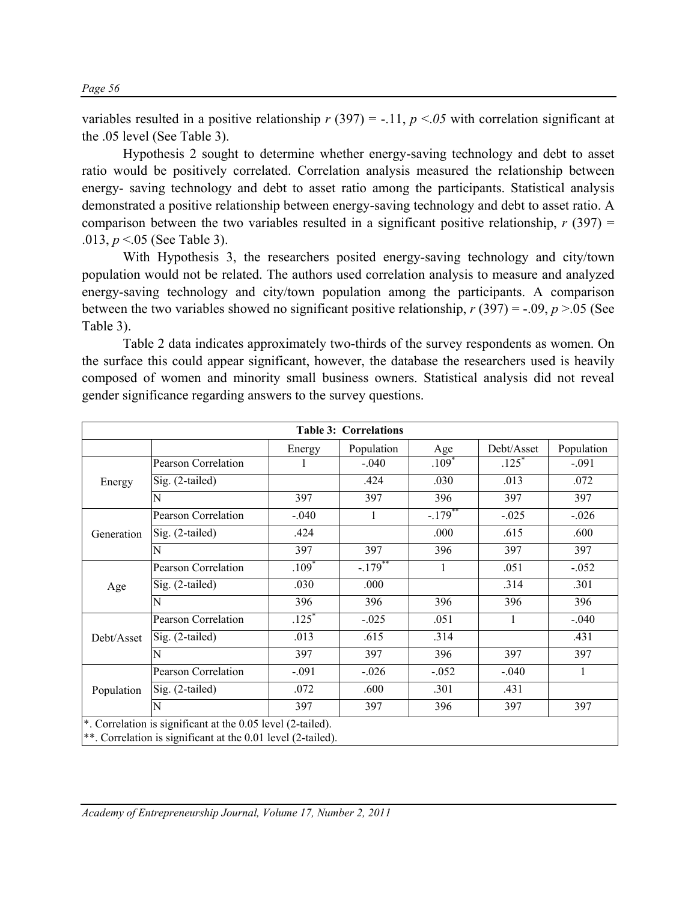variables resulted in a positive relationship $r$ (397) = -.11, $p < .05$ with correlation significant at the .05 level (See Table 3).

Hypothesis 2 sought to determine whether energy-saving technology and debt to asset ratio would be positively correlated. Correlation analysis measured the relationship between energy- saving technology and debt to asset ratio among the participants. Statistical analysis demonstrated a positive relationship between energy-saving technology and debt to asset ratio. A comparison between the two variables resulted in a significant positive relationship, $r$ (397) = .013, $p$ <.05 (See Table 3).

With Hypothesis 3, the researchers posited energy-saving technology and city/town population would not be related. The authors used correlation analysis to measure and analyzed energy-saving technology and city/town population among the participants. A comparison between the two variables showed no significant positive relationship, $r$ (397) = -.09, $p$ >.05 (See Table 3).

Table 2 data indicates approximately two-thirds of the survey respondents as women. On the surface this could appear significant, however, the database the researchers used is heavily composed of women and minority small business owners. Statistical analysis did not reveal gender significance regarding answers to the survey questions.

**Table 3: Correlations**

| | | Energy | Population | Age | Debt/Asset | Population |
|---|---|---|---|---|---|---|
| Energy | Pearson Correlation | 1 | -.040 | .109* | .125* | -.091 |
| | Sig. (2-tailed) | | .424 | .030 | .013 | .072 |
| | N | 397 | 397 | 396 | 397 | 397 |
| Generation | Pearson Correlation | -.040 | 1 | -.179** | -.025 | -.026 |
| | Sig. (2-tailed) | .424 | | .000 | .615 | .600 |
| | N | 397 | 397 | 396 | 397 | 397 |
| Age | Pearson Correlation | .109* | -.179** | 1 | .051 | -.052 |
| | Sig. (2-tailed) | .030 | .000 | | .314 | .301 |
| | N | 396 | 396 | 396 | 396 | 396 |
| Debt/Asset | Pearson Correlation | .125* | -.025 | .051 | 1 | -.040 |
| | Sig. (2-tailed) | .013 | .615 | .314 | | .431 |
| | N | 397 | 397 | 396 | 397 | 397 |
| Population | Pearson Correlation | -.091 | -.026 | -.052 | -.040 | 1 |
| | Sig. (2-tailed) | .072 | .600 | .301 | .431 | |
| | N | 397 | 397 | 396 | 397 | 397 |

*. Correlation is significant at the 0.05 level (2-tailed).
**. Correlation is significant at the 0.01 level (2-tailed).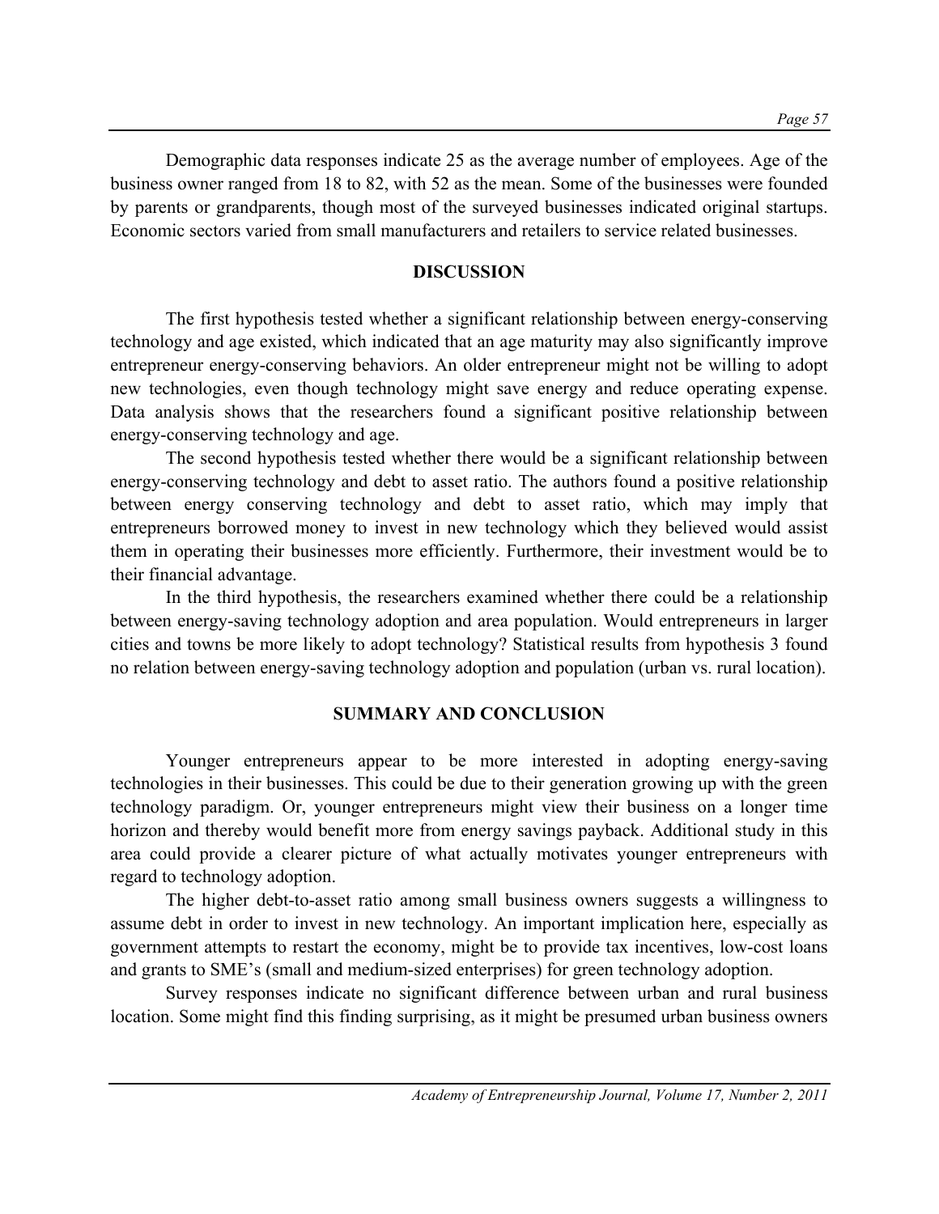Demographic data responses indicate 25 as the average number of employees. Age of the business owner ranged from 18 to 82, with 52 as the mean. Some of the businesses were founded by parents or grandparents, though most of the surveyed businesses indicated original startups. Economic sectors varied from small manufacturers and retailers to service related businesses.

## DISCUSSION

The first hypothesis tested whether a significant relationship between energy-conserving technology and age existed, which indicated that an age maturity may also significantly improve entrepreneur energy-conserving behaviors. An older entrepreneur might not be willing to adopt new technologies, even though technology might save energy and reduce operating expense. Data analysis shows that the researchers found a significant positive relationship between energy-conserving technology and age.

The second hypothesis tested whether there would be a significant relationship between energy-conserving technology and debt to asset ratio. The authors found a positive relationship between energy conserving technology and debt to asset ratio, which may imply that entrepreneurs borrowed money to invest in new technology which they believed would assist them in operating their businesses more efficiently. Furthermore, their investment would be to their financial advantage.

In the third hypothesis, the researchers examined whether there could be a relationship between energy-saving technology adoption and area population. Would entrepreneurs in larger cities and towns be more likely to adopt technology? Statistical results from hypothesis 3 found no relation between energy-saving technology adoption and population (urban vs. rural location).

## SUMMARY AND CONCLUSION

Younger entrepreneurs appear to be more interested in adopting energy-saving technologies in their businesses. This could be due to their generation growing up with the green technology paradigm. Or, younger entrepreneurs might view their business on a longer time horizon and thereby would benefit more from energy savings payback. Additional study in this area could provide a clearer picture of what actually motivates younger entrepreneurs with regard to technology adoption.

The higher debt-to-asset ratio among small business owners suggests a willingness to assume debt in order to invest in new technology. An important implication here, especially as government attempts to restart the economy, might be to provide tax incentives, low-cost loans and grants to SME's (small and medium-sized enterprises) for green technology adoption.

Survey responses indicate no significant difference between urban and rural business location. Some might find this finding surprising, as it might be presumed urban business owners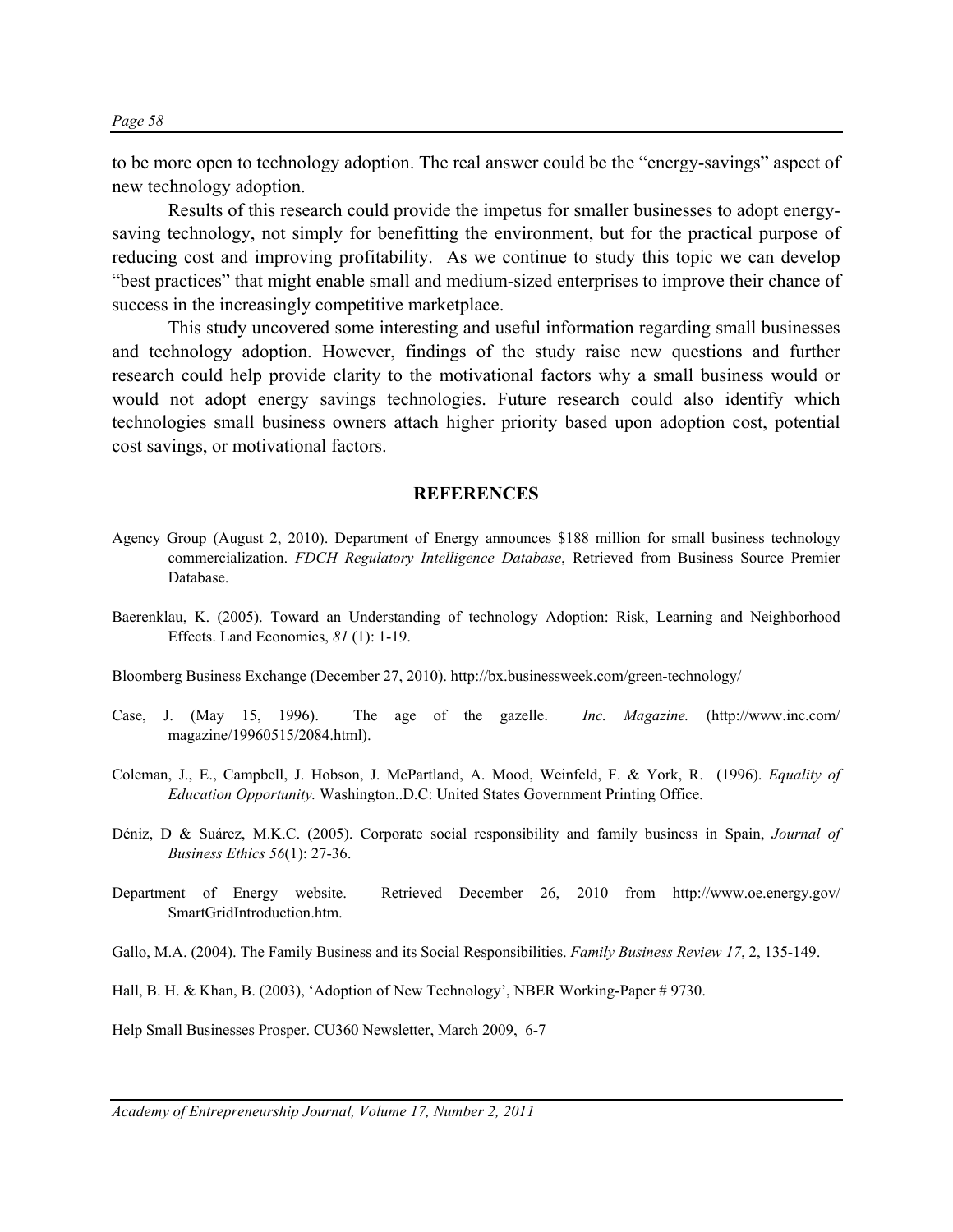to be more open to technology adoption. The real answer could be the "energy-savings" aspect of new technology adoption.

Results of this research could provide the impetus for smaller businesses to adopt energy-saving technology, not simply for benefitting the environment, but for the practical purpose of reducing cost and improving profitability. As we continue to study this topic we can develop "best practices" that might enable small and medium-sized enterprises to improve their chance of success in the increasingly competitive marketplace.

This study uncovered some interesting and useful information regarding small businesses and technology adoption. However, findings of the study raise new questions and further research could help provide clarity to the motivational factors why a small business would or would not adopt energy savings technologies. Future research could also identify which technologies small business owners attach higher priority based upon adoption cost, potential cost savings, or motivational factors.

## REFERENCES

Agency Group (August 2, 2010). Department of Energy announces $188 million for small business technology commercialization. *FDCH Regulatory Intelligence Database*, Retrieved from Business Source Premier Database.

Baerenklau, K. (2005). Toward an Understanding of technology Adoption: Risk, Learning and Neighborhood Effects. Land Economics, *81* (1): 1-19.

Bloomberg Business Exchange (December 27, 2010). http://bx.businessweek.com/green-technology/

Case, J. (May 15, 1996). The age of the gazelle. *Inc. Magazine.* (http://www.inc.com/magazine/19960515/2084.html).

Coleman, J., E., Campbell, J. Hobson, J. McPartland, A. Mood, Weinfeld, F. & York, R. (1996). *Equality of Education Opportunity.* Washington..D.C: United States Government Printing Office.

Déniz, D & Suárez, M.K.C. (2005). Corporate social responsibility and family business in Spain, *Journal of Business Ethics 56*(1): 27-36.

Department of Energy website. Retrieved December 26, 2010 from http://www.oe.energy.gov/SmartGridIntroduction.htm.

Gallo, M.A. (2004). The Family Business and its Social Responsibilities. *Family Business Review 17*, 2, 135-149.

Hall, B. H. & Khan, B. (2003), 'Adoption of New Technology', NBER Working-Paper # 9730.

Help Small Businesses Prosper. CU360 Newsletter, March 2009, 6-7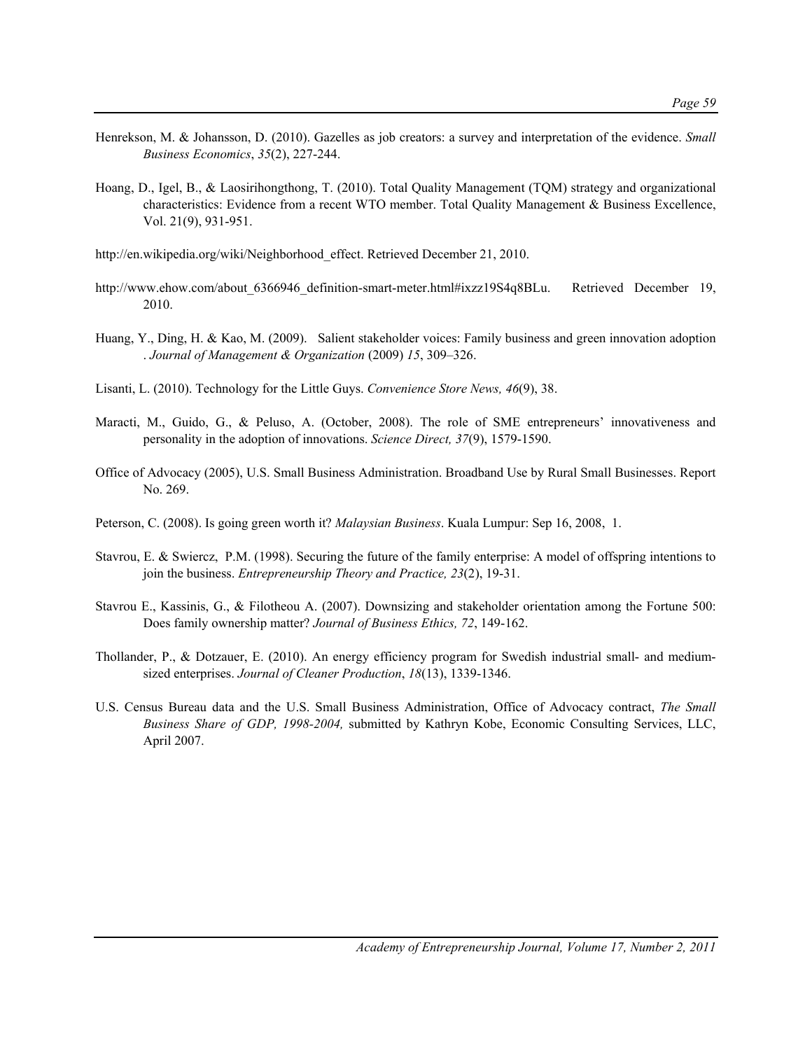Henrekson, M. & Johansson, D. (2010). Gazelles as job creators: a survey and interpretation of the evidence. *Small Business Economics*, *35*(2), 227-244.

Hoang, D., Igel, B., & Laosirihongthong, T. (2010). Total Quality Management (TQM) strategy and organizational characteristics: Evidence from a recent WTO member. Total Quality Management & Business Excellence, Vol. 21(9), 931-951.

http://en.wikipedia.org/wiki/Neighborhood_effect. Retrieved December 21, 2010.

http://www.ehow.com/about_6366946_definition-smart-meter.html#ixzz19S4q8BLu. Retrieved December 19, 2010.

Huang, Y., Ding, H. & Kao, M. (2009). Salient stakeholder voices: Family business and green innovation adoption . *Journal of Management & Organization* (2009) *15*, 309–326.

Lisanti, L. (2010). Technology for the Little Guys. *Convenience Store News, 46*(9), 38.

Maracti, M., Guido, G., & Peluso, A. (October, 2008). The role of SME entrepreneurs' innovativeness and personality in the adoption of innovations. *Science Direct, 37*(9), 1579-1590.

Office of Advocacy (2005), U.S. Small Business Administration. Broadband Use by Rural Small Businesses. Report No. 269.

Peterson, C. (2008). Is going green worth it? *Malaysian Business*. Kuala Lumpur: Sep 16, 2008, 1.

Stavrou, E. & Swiercz, P.M. (1998). Securing the future of the family enterprise: A model of offspring intentions to join the business. *Entrepreneurship Theory and Practice, 23*(2), 19-31.

Stavrou E., Kassinis, G., & Filotheou A. (2007). Downsizing and stakeholder orientation among the Fortune 500: Does family ownership matter? *Journal of Business Ethics, 72*, 149-162.

Thollander, P., & Dotzauer, E. (2010). An energy efficiency program for Swedish industrial small- and medium-sized enterprises. *Journal of Cleaner Production*, *18*(13), 1339-1346.

U.S. Census Bureau data and the U.S. Small Business Administration, Office of Advocacy contract, *The Small Business Share of GDP, 1998-2004,* submitted by Kathryn Kobe, Economic Consulting Services, LLC, April 2007.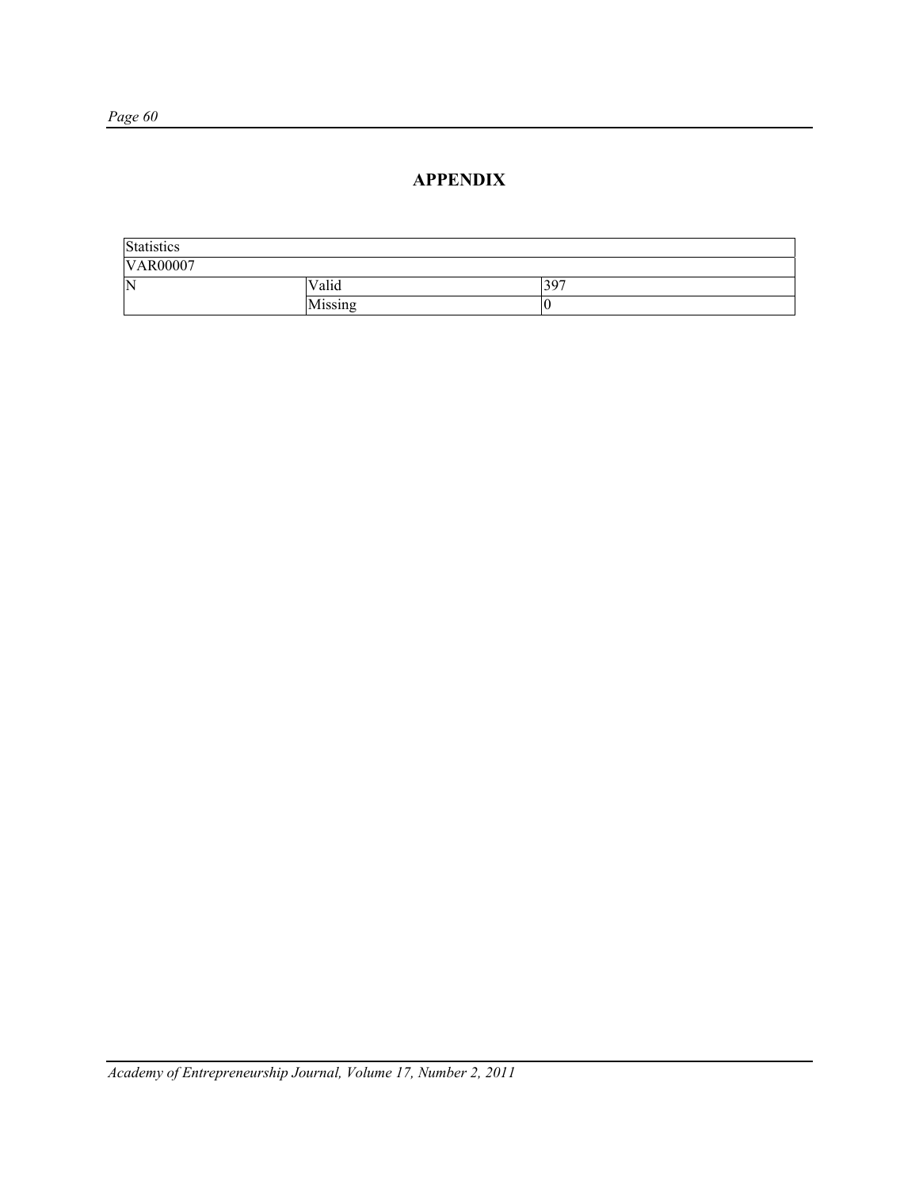## APPENDIX

| Statistics | | |
|---|---|---|
| VAR00007 | | |
| N | Valid | 397 |
| | Missing | 0 |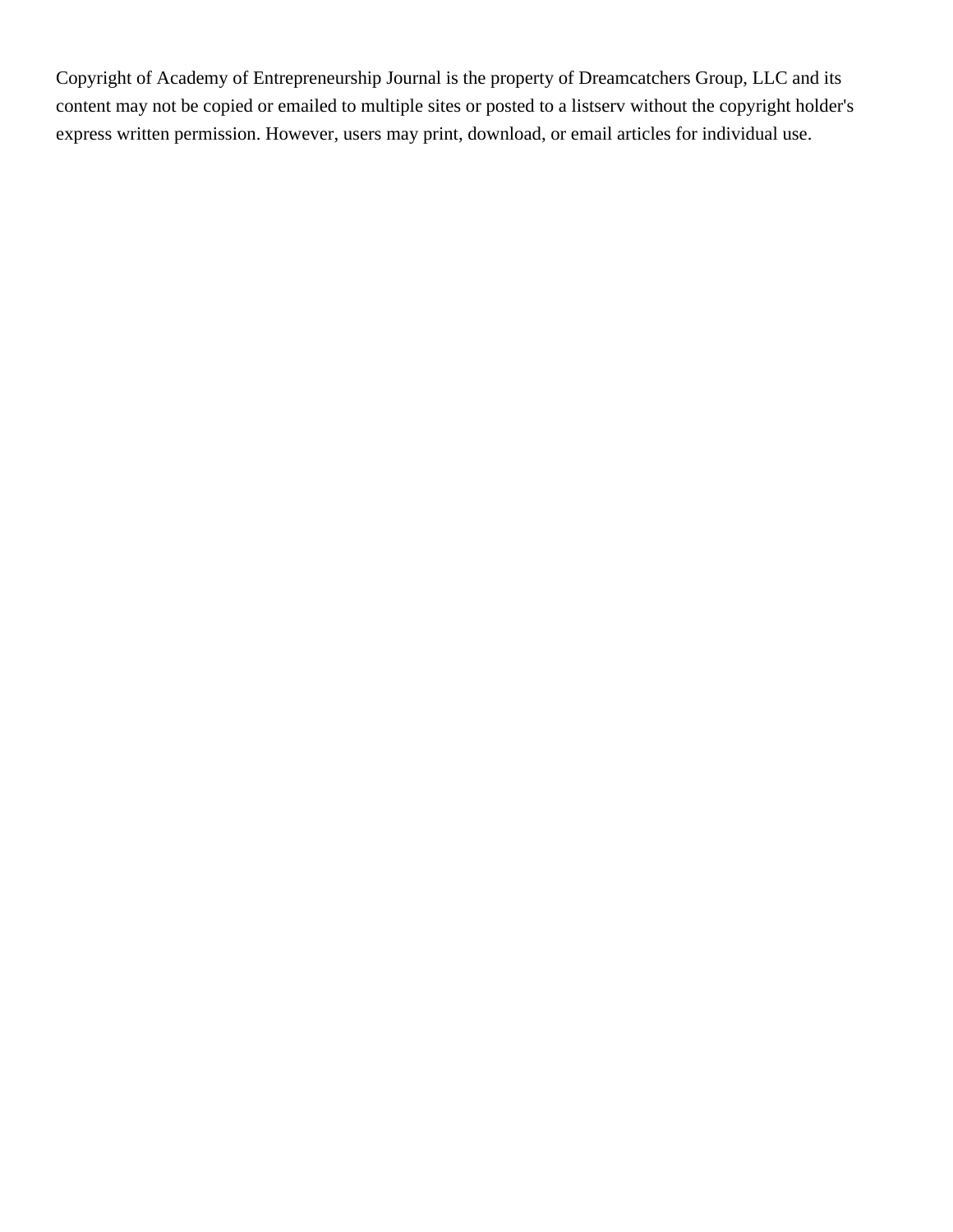Copyright of Academy of Entrepreneurship Journal is the property of Dreamcatchers Group, LLC and its content may not be copied or emailed to multiple sites or posted to a listserv without the copyright holder's express written permission. However, users may print, download, or email articles for individual use.